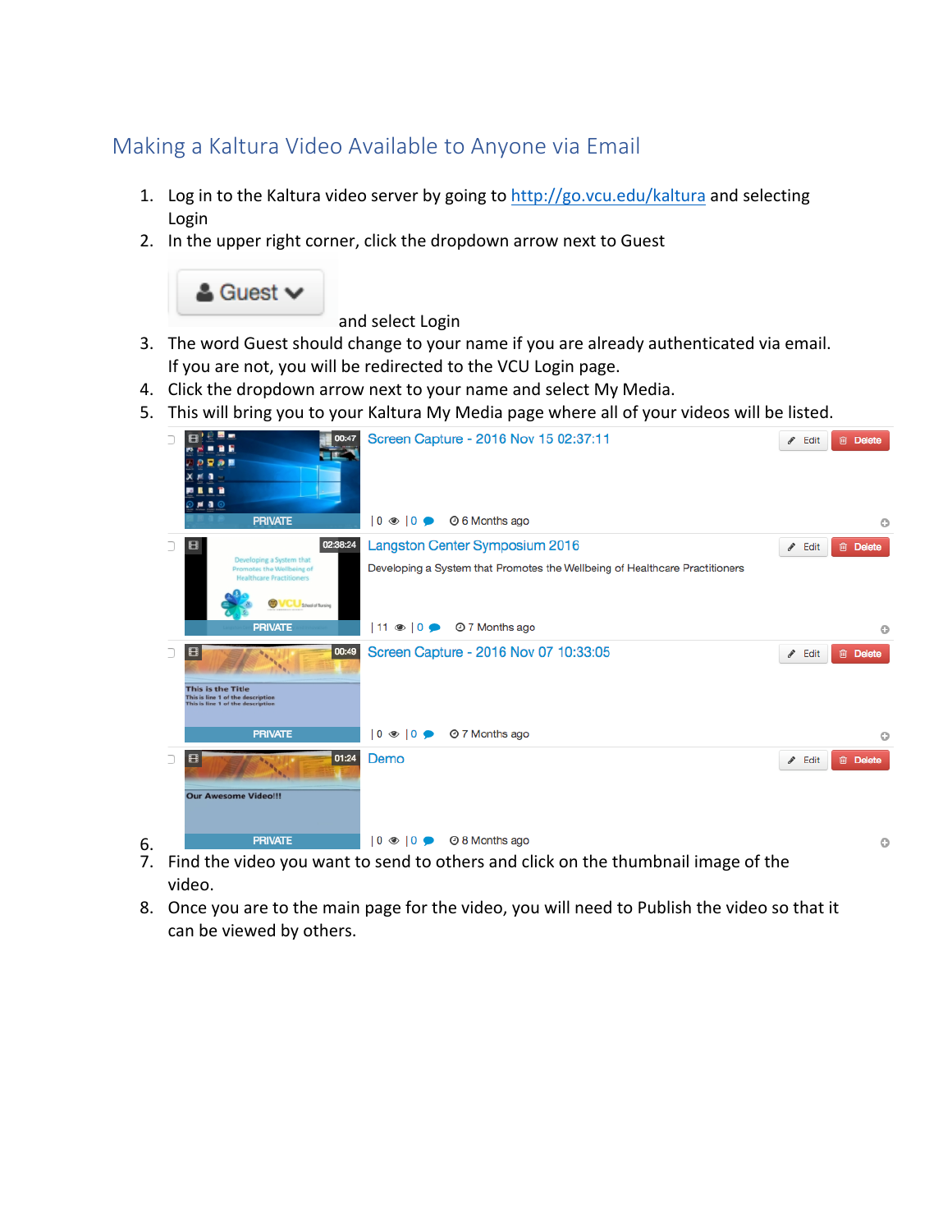# Making a Kaltura Video Available to Anyone via Email

1. Log in to the Kaltura video server by going to [http://go.vcu.edu/kaltura](http://go.vcu.edu/kaltura) and selecting Login
2. In the upper right corner, click the dropdown arrow next to Guest and select Login
3. The word Guest should change to your name if you are already authenticated via email. If you are not, you will be redirected to the VCU Login page.
4. Click the dropdown arrow next to your name and select My Media.
5. This will bring you to your Kaltura My Media page where all of your videos will be listed.
6. 
7. Find the video you want to send to others and click on the thumbnail image of the video.
8. Once you are to the main page for the video, you will need to Publish the video so that it can be viewed by others.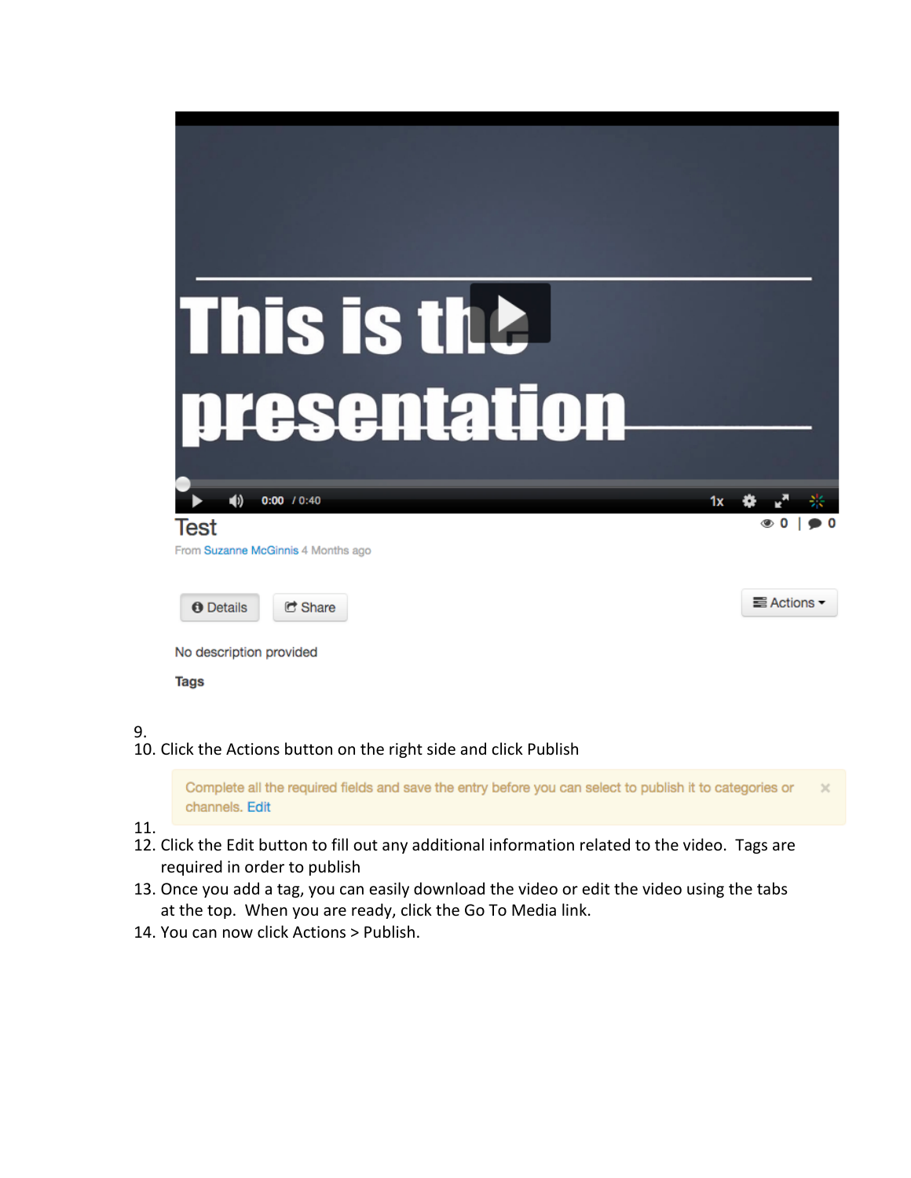9.
10. Click the Actions button on the right side and click Publish

11.
12. Click the Edit button to fill out any additional information related to the video. Tags are required in order to publish
13. Once you add a tag, you can easily download the video or edit the video using the tabs at the top. When you are ready, click the Go To Media link.
14. You can now click Actions > Publish.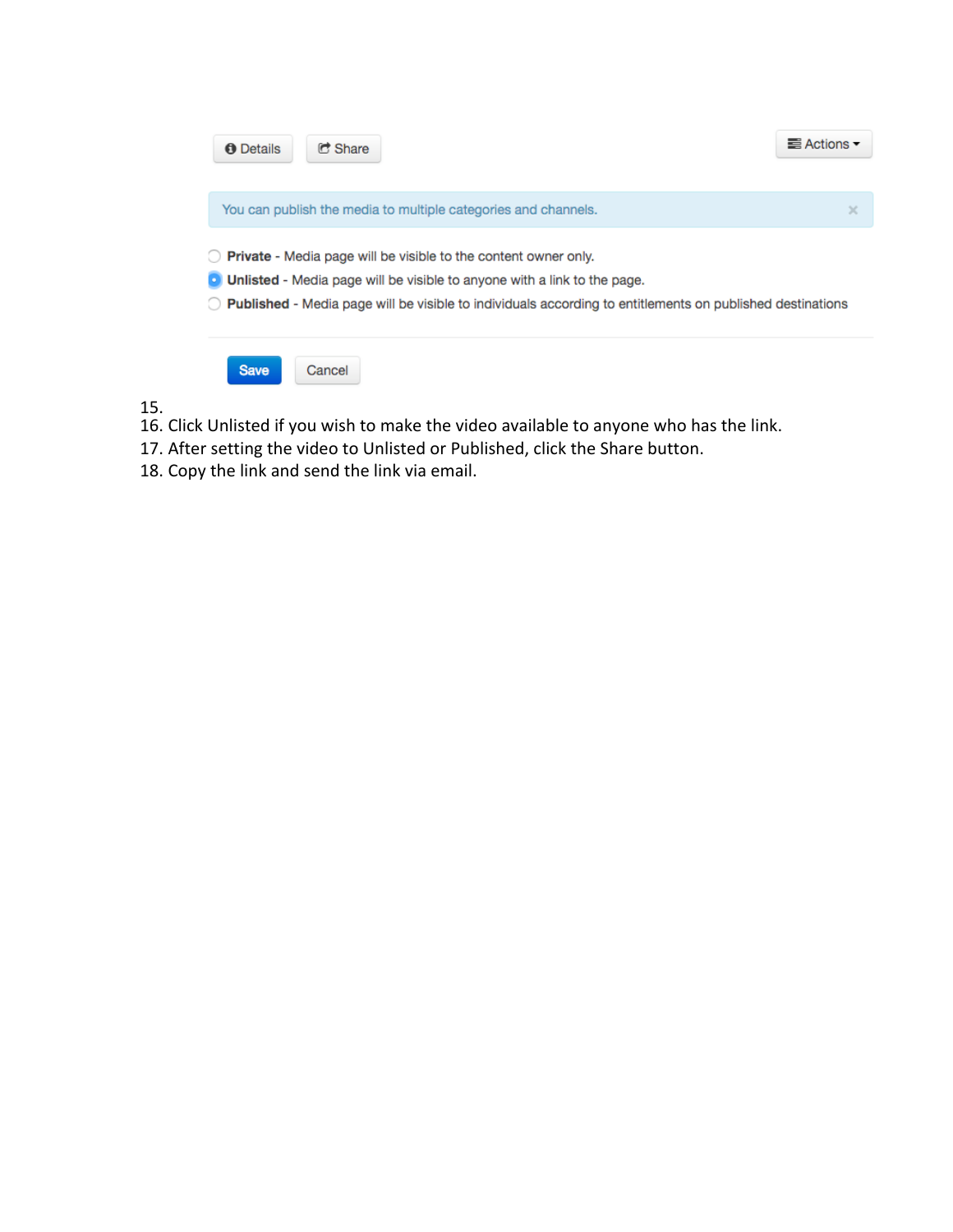15.
16. Click Unlisted if you wish to make the video available to anyone who has the link.
17. After setting the video to Unlisted or Published, click the Share button.
18. Copy the link and send the link via email.